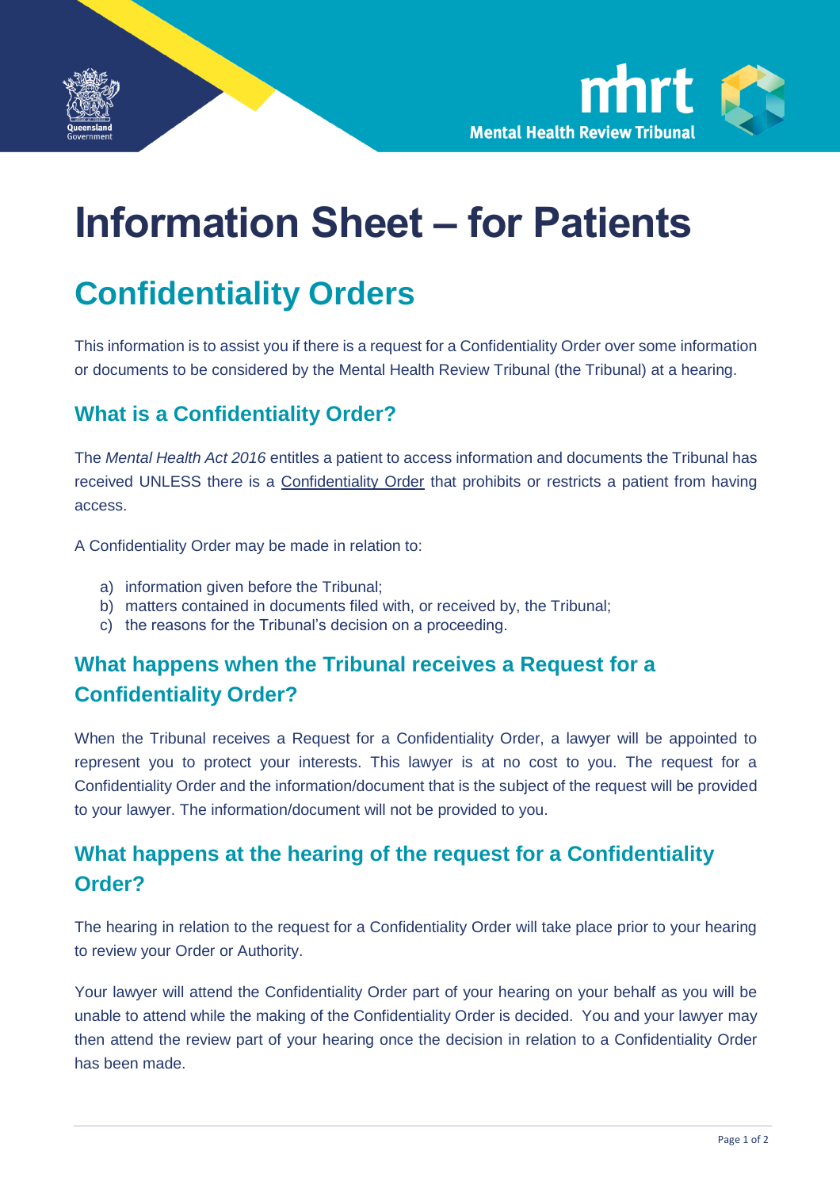# Information Sheet – for Patients

## Confidentiality Orders

This information is to assist you if there is a request for a Confidentiality Order over some information or documents to be considered by the Mental Health Review Tribunal (the Tribunal) at a hearing.

### What is a Confidentiality Order?

The *Mental Health Act 2016* entitles a patient to access information and documents the Tribunal has received UNLESS there is a Confidentiality Order that prohibits or restricts a patient from having access.

A Confidentiality Order may be made in relation to:

a) information given before the Tribunal;
b) matters contained in documents filed with, or received by, the Tribunal;
c) the reasons for the Tribunal's decision on a proceeding.

### What happens when the Tribunal receives a Request for a Confidentiality Order?

When the Tribunal receives a Request for a Confidentiality Order, a lawyer will be appointed to represent you to protect your interests. This lawyer is at no cost to you. The request for a Confidentiality Order and the information/document that is the subject of the request will be provided to your lawyer. The information/document will not be provided to you.

### What happens at the hearing of the request for a Confidentiality Order?

The hearing in relation to the request for a Confidentiality Order will take place prior to your hearing to review your Order or Authority.

Your lawyer will attend the Confidentiality Order part of your hearing on your behalf as you will be unable to attend while the making of the Confidentiality Order is decided. You and your lawyer may then attend the review part of your hearing once the decision in relation to a Confidentiality Order has been made.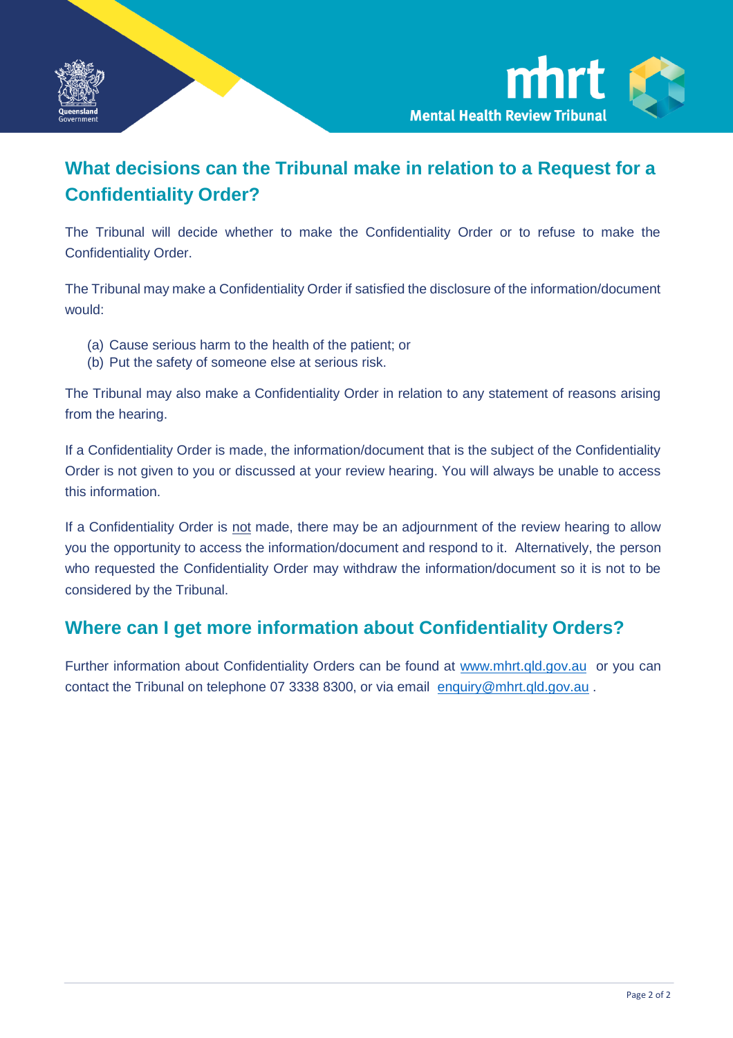## What decisions can the Tribunal make in relation to a Request for a Confidentiality Order?

The Tribunal will decide whether to make the Confidentiality Order or to refuse to make the Confidentiality Order.

The Tribunal may make a Confidentiality Order if satisfied the disclosure of the information/document would:

(a) Cause serious harm to the health of the patient; or
(b) Put the safety of someone else at serious risk.

The Tribunal may also make a Confidentiality Order in relation to any statement of reasons arising from the hearing.

If a Confidentiality Order is made, the information/document that is the subject of the Confidentiality Order is not given to you or discussed at your review hearing. You will always be unable to access this information.

If a Confidentiality Order is not made, there may be an adjournment of the review hearing to allow you the opportunity to access the information/document and respond to it. Alternatively, the person who requested the Confidentiality Order may withdraw the information/document so it is not to be considered by the Tribunal.

## Where can I get more information about Confidentiality Orders?

Further information about Confidentiality Orders can be found at www.mhrt.qld.gov.au or you can contact the Tribunal on telephone 07 3338 8300, or via email enquiry@mhrt.qld.gov.au .